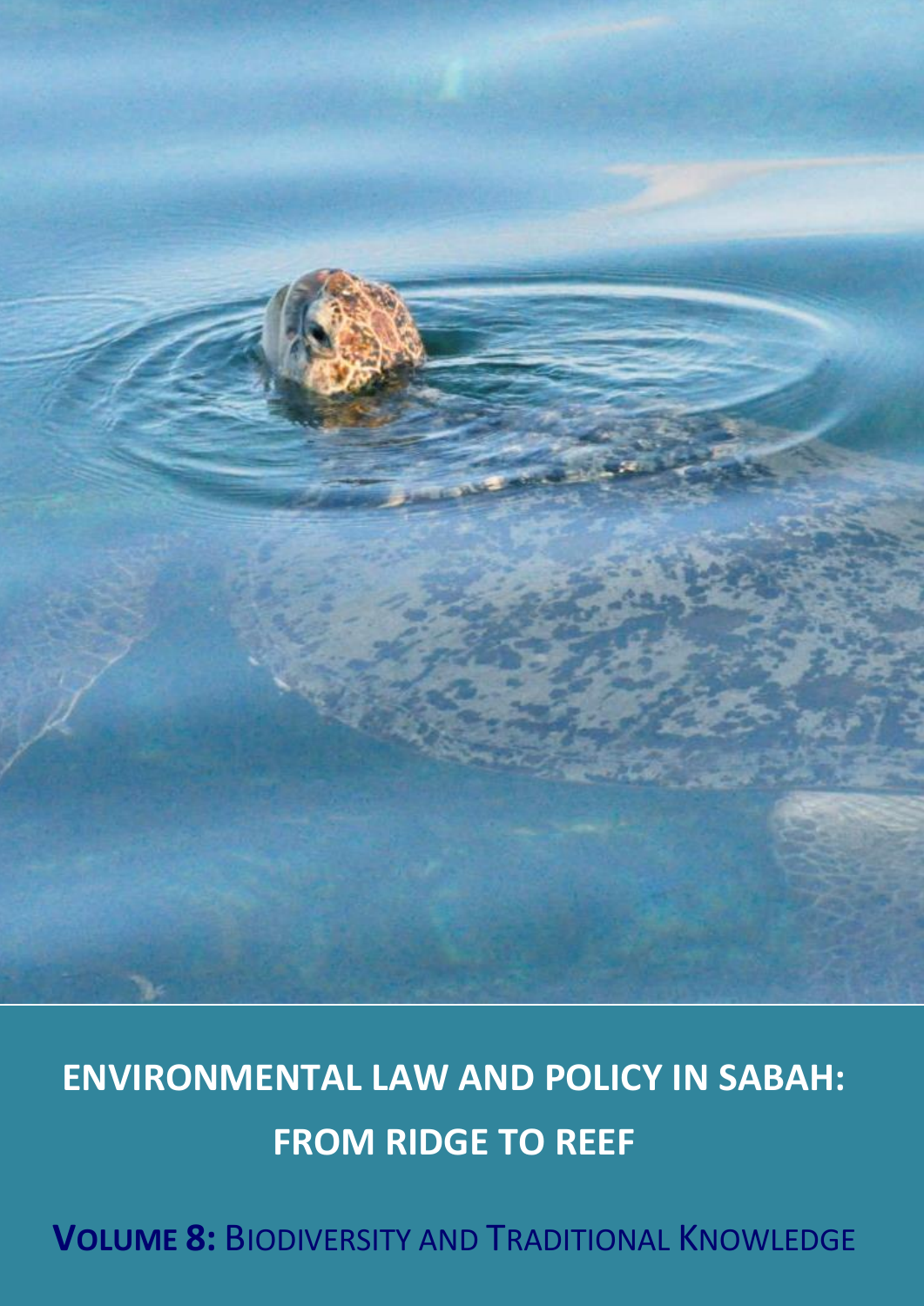# ENVIRONMENTAL LAW AND POLICY IN SABAH: FROM RIDGE TO REEF

**VOLUME 8:** BIODIVERSITY AND TRADITIONAL KNOWLEDGE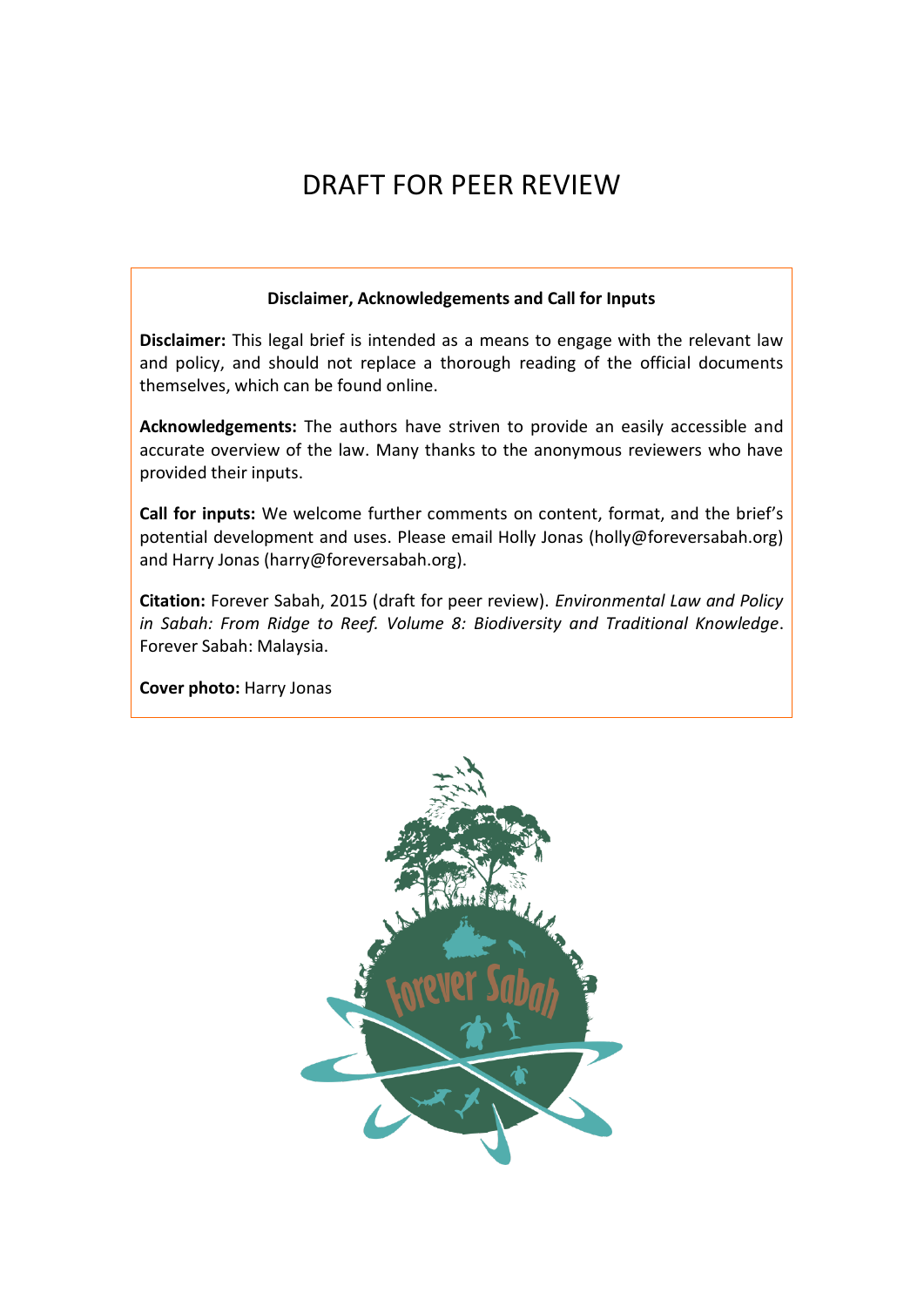# DRAFT FOR PEER REVIEW

**Disclaimer, Acknowledgements and Call for Inputs**

**Disclaimer:** This legal brief is intended as a means to engage with the relevant law and policy, and should not replace a thorough reading of the official documents themselves, which can be found online.

**Acknowledgements:** The authors have striven to provide an easily accessible and accurate overview of the law. Many thanks to the anonymous reviewers who have provided their inputs.

**Call for inputs:** We welcome further comments on content, format, and the brief's potential development and uses. Please email Holly Jonas (holly@foreversabah.org) and Harry Jonas (harry@foreversabah.org).

**Citation:** Forever Sabah, 2015 (draft for peer review). *Environmental Law and Policy in Sabah: From Ridge to Reef. Volume 8: Biodiversity and Traditional Knowledge*. Forever Sabah: Malaysia.

**Cover photo:** Harry Jonas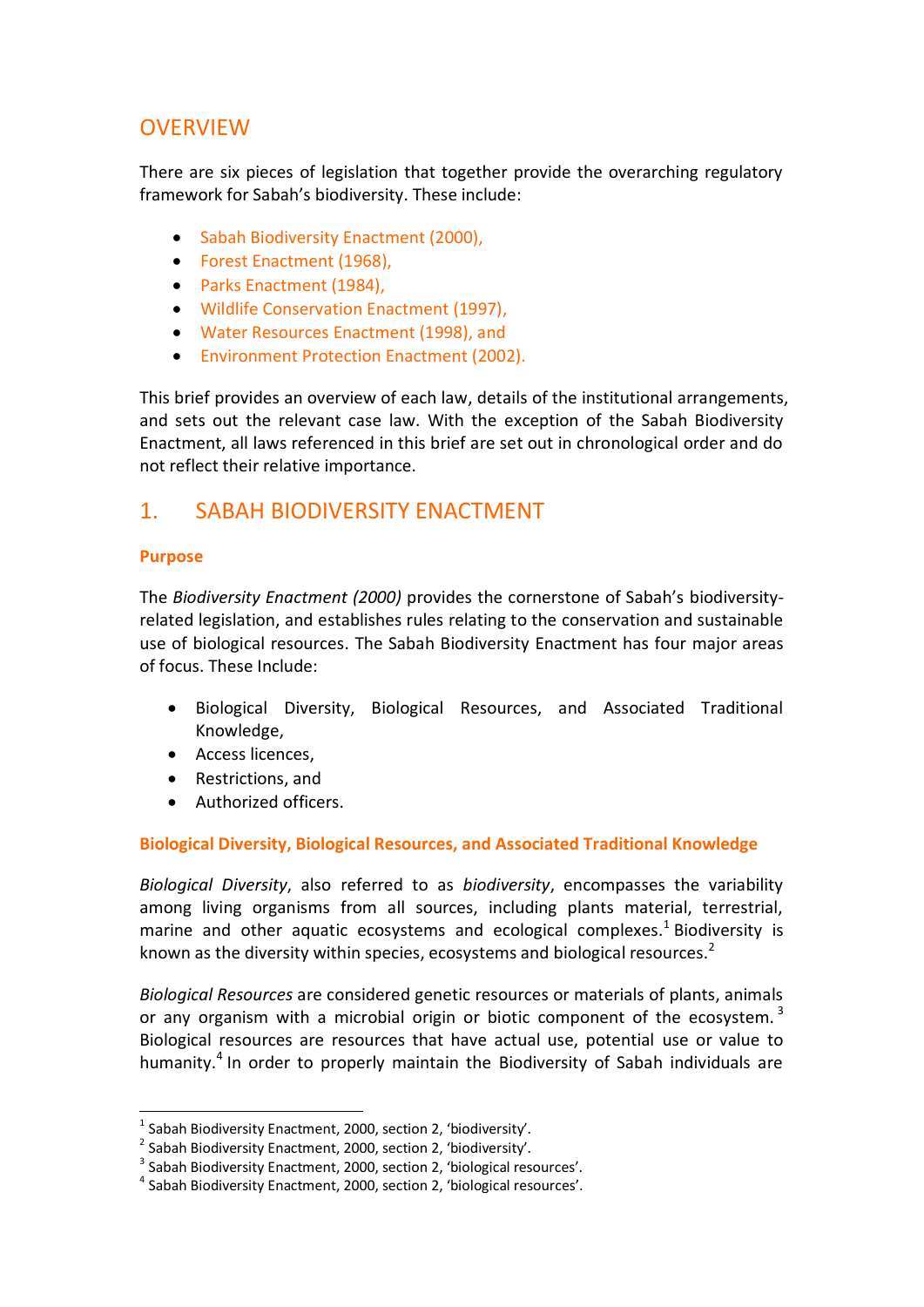## OVERVIEW

There are six pieces of legislation that together provide the overarching regulatory framework for Sabah's biodiversity. These include:

- Sabah Biodiversity Enactment (2000),
- Forest Enactment (1968),
- Parks Enactment (1984),
- Wildlife Conservation Enactment (1997),
- Water Resources Enactment (1998), and
- Environment Protection Enactment (2002).

This brief provides an overview of each law, details of the institutional arrangements, and sets out the relevant case law. With the exception of the Sabah Biodiversity Enactment, all laws referenced in this brief are set out in chronological order and do not reflect their relative importance.

## 1. SABAH BIODIVERSITY ENACTMENT

### Purpose

The *Biodiversity Enactment (2000)* provides the cornerstone of Sabah's biodiversity-related legislation, and establishes rules relating to the conservation and sustainable use of biological resources. The Sabah Biodiversity Enactment has four major areas of focus. These Include:

- Biological Diversity, Biological Resources, and Associated Traditional Knowledge,
- Access licences,
- Restrictions, and
- Authorized officers.

### Biological Diversity, Biological Resources, and Associated Traditional Knowledge

*Biological Diversity*, also referred to as *biodiversity*, encompasses the variability among living organisms from all sources, including plants material, terrestrial, marine and other aquatic ecosystems and ecological complexes.[1] Biodiversity is known as the diversity within species, ecosystems and biological resources.[2]

*Biological Resources* are considered genetic resources or materials of plants, animals or any organism with a microbial origin or biotic component of the ecosystem.[3] Biological resources are resources that have actual use, potential use or value to humanity.[4] In order to properly maintain the Biodiversity of Sabah individuals are

---

[1] Sabah Biodiversity Enactment, 2000, section 2, 'biodiversity'.
[2] Sabah Biodiversity Enactment, 2000, section 2, 'biodiversity'.
[3] Sabah Biodiversity Enactment, 2000, section 2, 'biological resources'.
[4] Sabah Biodiversity Enactment, 2000, section 2, 'biological resources'.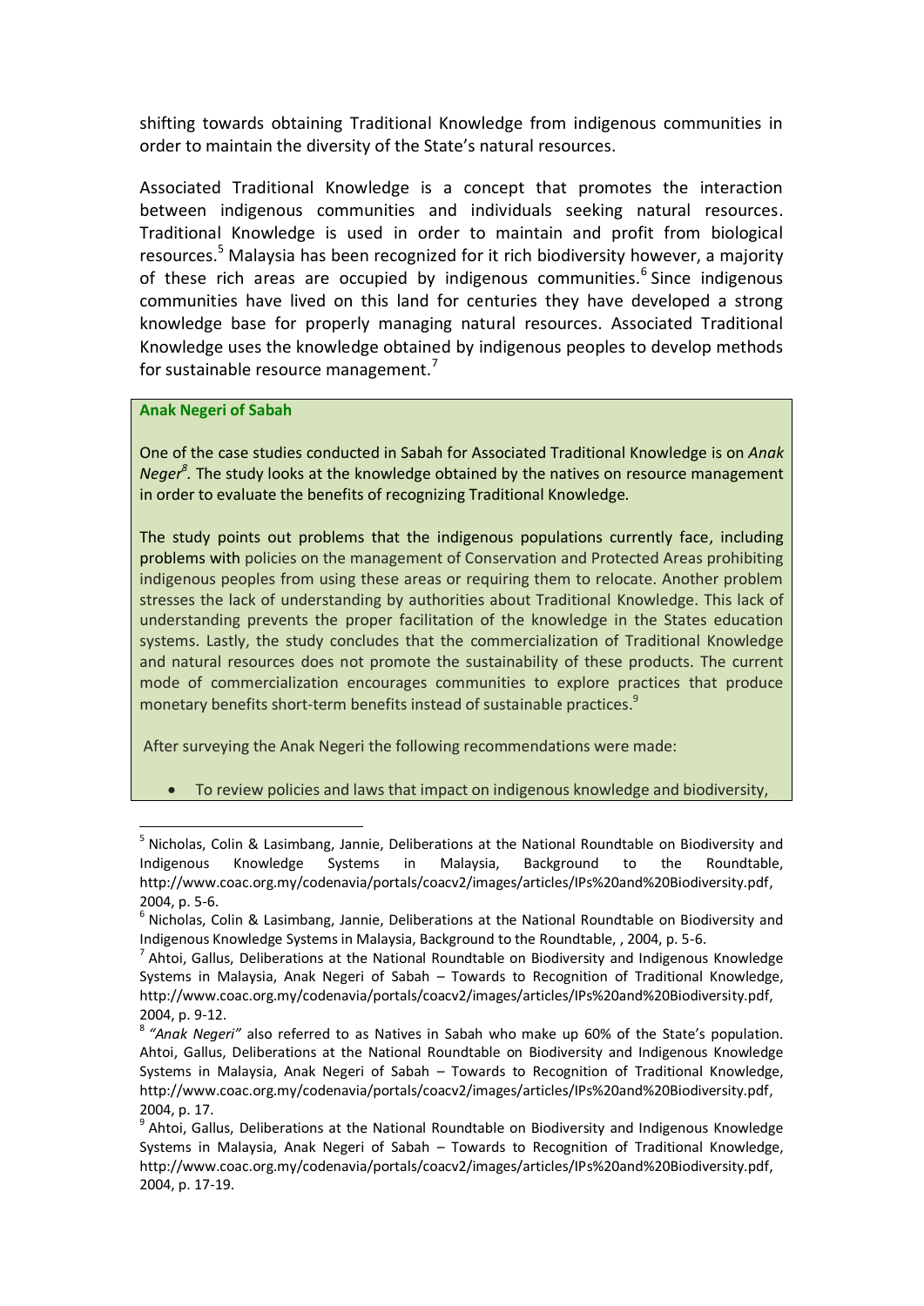shifting towards obtaining Traditional Knowledge from indigenous communities in order to maintain the diversity of the State's natural resources.

Associated Traditional Knowledge is a concept that promotes the interaction between indigenous communities and individuals seeking natural resources. Traditional Knowledge is used in order to maintain and profit from biological resources.[5] Malaysia has been recognized for it rich biodiversity however, a majority of these rich areas are occupied by indigenous communities.[6] Since indigenous communities have lived on this land for centuries they have developed a strong knowledge base for properly managing natural resources. Associated Traditional Knowledge uses the knowledge obtained by indigenous peoples to develop methods for sustainable resource management.[7]

**Anak Negeri of Sabah**

One of the case studies conducted in Sabah for Associated Traditional Knowledge is on *Anak Neger*[8]. The study looks at the knowledge obtained by the natives on resource management in order to evaluate the benefits of recognizing Traditional Knowledge.

The study points out problems that the indigenous populations currently face, including problems with policies on the management of Conservation and Protected Areas prohibiting indigenous peoples from using these areas or requiring them to relocate. Another problem stresses the lack of understanding by authorities about Traditional Knowledge. This lack of understanding prevents the proper facilitation of the knowledge in the States education systems. Lastly, the study concludes that the commercialization of Traditional Knowledge and natural resources does not promote the sustainability of these products. The current mode of commercialization encourages communities to explore practices that produce monetary benefits short-term benefits instead of sustainable practices.[9]

After surveying the Anak Negeri the following recommendations were made:

- To review policies and laws that impact on indigenous knowledge and biodiversity,

---

[5] Nicholas, Colin & Lasimbang, Jannie, Deliberations at the National Roundtable on Biodiversity and Indigenous Knowledge Systems in Malaysia, Background to the Roundtable, http://www.coac.org.my/codenavia/portals/coacv2/images/articles/IPs%20and%20Biodiversity.pdf, 2004, p. 5-6.

[6] Nicholas, Colin & Lasimbang, Jannie, Deliberations at the National Roundtable on Biodiversity and Indigenous Knowledge Systems in Malaysia, Background to the Roundtable, , 2004, p. 5-6.

[7] Ahtoi, Gallus, Deliberations at the National Roundtable on Biodiversity and Indigenous Knowledge Systems in Malaysia, Anak Negeri of Sabah – Towards to Recognition of Traditional Knowledge, http://www.coac.org.my/codenavia/portals/coacv2/images/articles/IPs%20and%20Biodiversity.pdf, 2004, p. 9-12.

[8] *"Anak Negeri"* also referred to as Natives in Sabah who make up 60% of the State's population. Ahtoi, Gallus, Deliberations at the National Roundtable on Biodiversity and Indigenous Knowledge Systems in Malaysia, Anak Negeri of Sabah – Towards to Recognition of Traditional Knowledge, http://www.coac.org.my/codenavia/portals/coacv2/images/articles/IPs%20and%20Biodiversity.pdf, 2004, p. 17.

[9] Ahtoi, Gallus, Deliberations at the National Roundtable on Biodiversity and Indigenous Knowledge Systems in Malaysia, Anak Negeri of Sabah – Towards to Recognition of Traditional Knowledge, http://www.coac.org.my/codenavia/portals/coacv2/images/articles/IPs%20and%20Biodiversity.pdf, 2004, p. 17-19.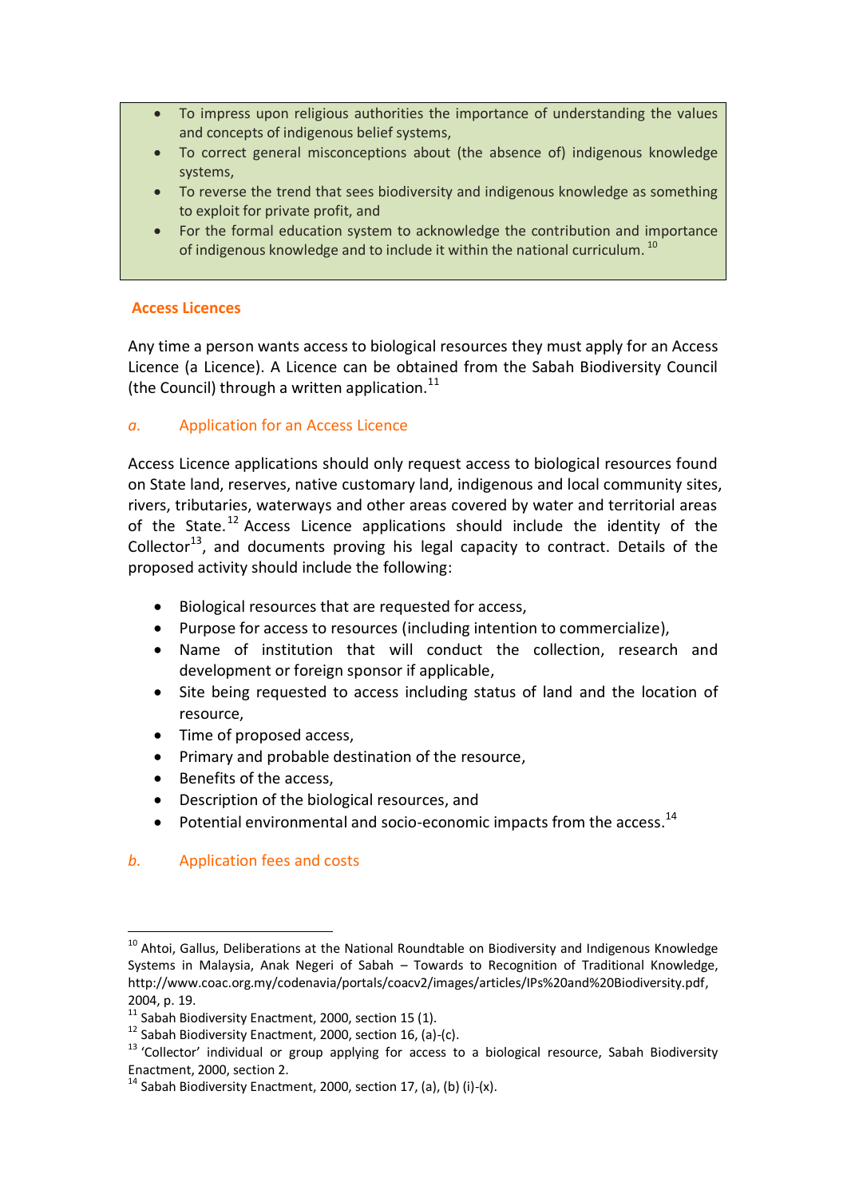- To impress upon religious authorities the importance of understanding the values and concepts of indigenous belief systems,
- To correct general misconceptions about (the absence of) indigenous knowledge systems,
- To reverse the trend that sees biodiversity and indigenous knowledge as something to exploit for private profit, and
- For the formal education system to acknowledge the contribution and importance of indigenous knowledge and to include it within the national curriculum. [10]

## Access Licences

Any time a person wants access to biological resources they must apply for an Access Licence (a Licence). A Licence can be obtained from the Sabah Biodiversity Council (the Council) through a written application.[11]

### *a.* Application for an Access Licence

Access Licence applications should only request access to biological resources found on State land, reserves, native customary land, indigenous and local community sites, rivers, tributaries, waterways and other areas covered by water and territorial areas of the State.[12] Access Licence applications should include the identity of the Collector[13], and documents proving his legal capacity to contract. Details of the proposed activity should include the following:

- Biological resources that are requested for access,
- Purpose for access to resources (including intention to commercialize),
- Name of institution that will conduct the collection, research and development or foreign sponsor if applicable,
- Site being requested to access including status of land and the location of resource,
- Time of proposed access,
- Primary and probable destination of the resource,
- Benefits of the access,
- Description of the biological resources, and
- Potential environmental and socio-economic impacts from the access.[14]

### *b.* Application fees and costs

---

[10] Ahtoi, Gallus, Deliberations at the National Roundtable on Biodiversity and Indigenous Knowledge Systems in Malaysia, Anak Negeri of Sabah – Towards to Recognition of Traditional Knowledge, http://www.coac.org.my/codenavia/portals/coacv2/images/articles/IPs%20and%20Biodiversity.pdf, 2004, p. 19.

[11] Sabah Biodiversity Enactment, 2000, section 15 (1).

[12] Sabah Biodiversity Enactment, 2000, section 16, (a)-(c).

[13] 'Collector' individual or group applying for access to a biological resource, Sabah Biodiversity Enactment, 2000, section 2.

[14] Sabah Biodiversity Enactment, 2000, section 17, (a), (b) (i)-(x).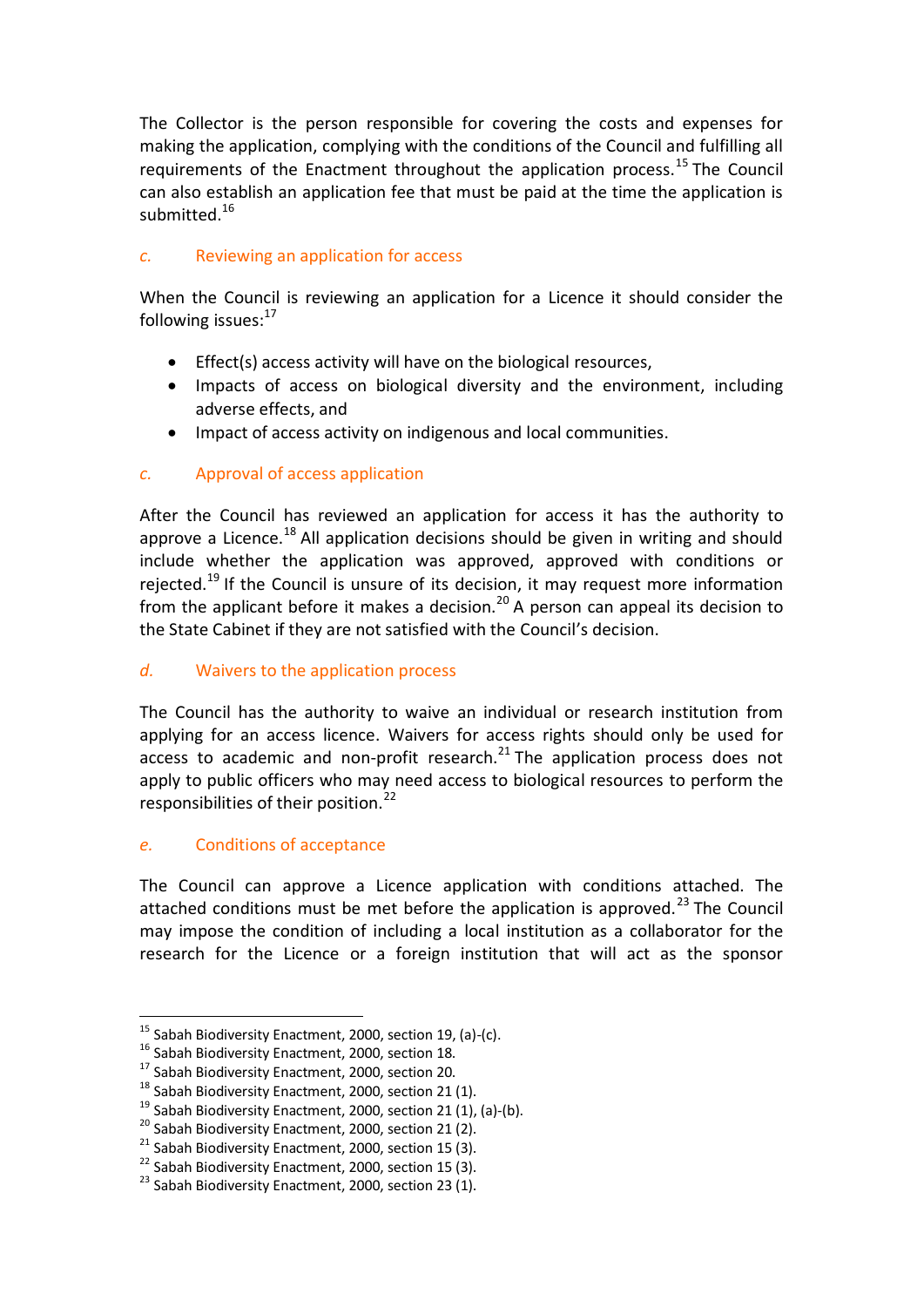The Collector is the person responsible for covering the costs and expenses for making the application, complying with the conditions of the Council and fulfilling all requirements of the Enactment throughout the application process.[15] The Council can also establish an application fee that must be paid at the time the application is submitted.[16]

### *c.* Reviewing an application for access

When the Council is reviewing an application for a Licence it should consider the following issues:[17]

- Effect(s) access activity will have on the biological resources,
- Impacts of access on biological diversity and the environment, including adverse effects, and
- Impact of access activity on indigenous and local communities.

### *c.* Approval of access application

After the Council has reviewed an application for access it has the authority to approve a Licence.[18] All application decisions should be given in writing and should include whether the application was approved, approved with conditions or rejected.[19] If the Council is unsure of its decision, it may request more information from the applicant before it makes a decision.[20] A person can appeal its decision to the State Cabinet if they are not satisfied with the Council's decision.

### *d.* Waivers to the application process

The Council has the authority to waive an individual or research institution from applying for an access licence. Waivers for access rights should only be used for access to academic and non-profit research.[21] The application process does not apply to public officers who may need access to biological resources to perform the responsibilities of their position.[22]

### *e.* Conditions of acceptance

The Council can approve a Licence application with conditions attached. The attached conditions must be met before the application is approved.[23] The Council may impose the condition of including a local institution as a collaborator for the research for the Licence or a foreign institution that will act as the sponsor

---

[15] Sabah Biodiversity Enactment, 2000, section 19, (a)-(c).
[16] Sabah Biodiversity Enactment, 2000, section 18.
[17] Sabah Biodiversity Enactment, 2000, section 20.
[18] Sabah Biodiversity Enactment, 2000, section 21 (1).
[19] Sabah Biodiversity Enactment, 2000, section 21 (1), (a)-(b).
[20] Sabah Biodiversity Enactment, 2000, section 21 (2).
[21] Sabah Biodiversity Enactment, 2000, section 15 (3).
[22] Sabah Biodiversity Enactment, 2000, section 15 (3).
[23] Sabah Biodiversity Enactment, 2000, section 23 (1).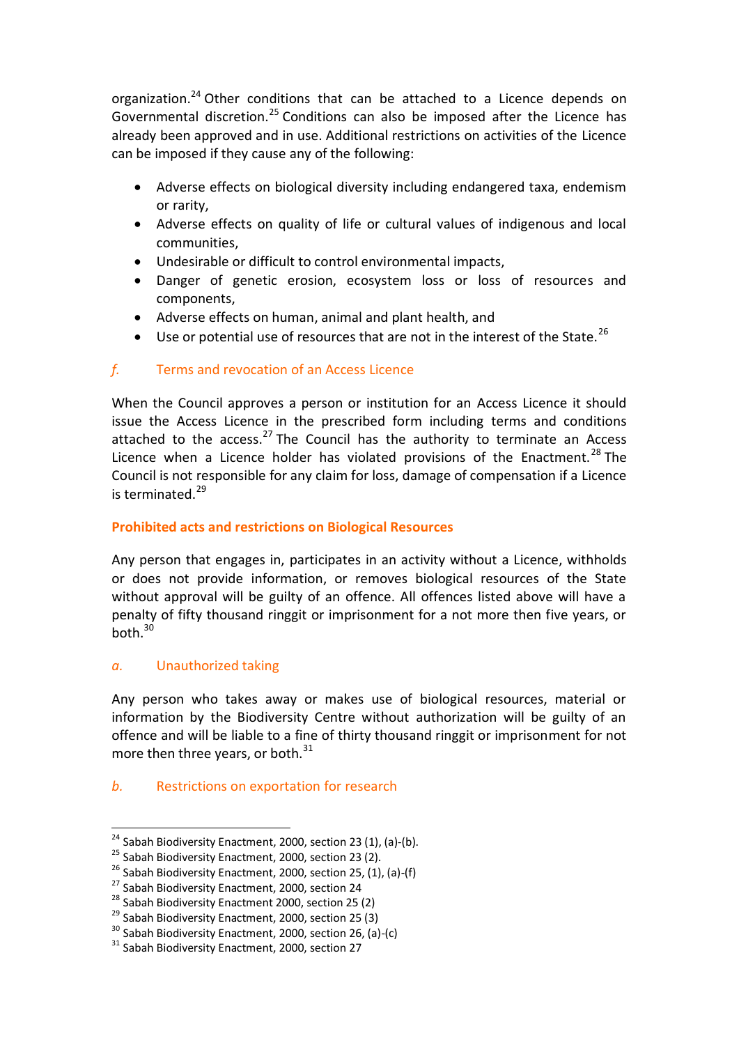organization.[24] Other conditions that can be attached to a Licence depends on Governmental discretion.[25] Conditions can also be imposed after the Licence has already been approved and in use. Additional restrictions on activities of the Licence can be imposed if they cause any of the following:

- Adverse effects on biological diversity including endangered taxa, endemism or rarity,
- Adverse effects on quality of life or cultural values of indigenous and local communities,
- Undesirable or difficult to control environmental impacts,
- Danger of genetic erosion, ecosystem loss or loss of resources and components,
- Adverse effects on human, animal and plant health, and
- Use or potential use of resources that are not in the interest of the State.[26]

### *f.* Terms and revocation of an Access Licence

When the Council approves a person or institution for an Access Licence it should issue the Access Licence in the prescribed form including terms and conditions attached to the access.[27] The Council has the authority to terminate an Access Licence when a Licence holder has violated provisions of the Enactment.[28] The Council is not responsible for any claim for loss, damage of compensation if a Licence is terminated.[29]

## Prohibited acts and restrictions on Biological Resources

Any person that engages in, participates in an activity without a Licence, withholds or does not provide information, or removes biological resources of the State without approval will be guilty of an offence. All offences listed above will have a penalty of fifty thousand ringgit or imprisonment for a not more then five years, or both.[30]

### *a.* Unauthorized taking

Any person who takes away or makes use of biological resources, material or information by the Biodiversity Centre without authorization will be guilty of an offence and will be liable to a fine of thirty thousand ringgit or imprisonment for not more then three years, or both.[31]

### *b.* Restrictions on exportation for research

---

[24] Sabah Biodiversity Enactment, 2000, section 23 (1), (a)-(b).
[25] Sabah Biodiversity Enactment, 2000, section 23 (2).
[26] Sabah Biodiversity Enactment, 2000, section 25, (1), (a)-(f)
[27] Sabah Biodiversity Enactment, 2000, section 24
[28] Sabah Biodiversity Enactment 2000, section 25 (2)
[29] Sabah Biodiversity Enactment, 2000, section 25 (3)
[30] Sabah Biodiversity Enactment, 2000, section 26, (a)-(c)
[31] Sabah Biodiversity Enactment, 2000, section 27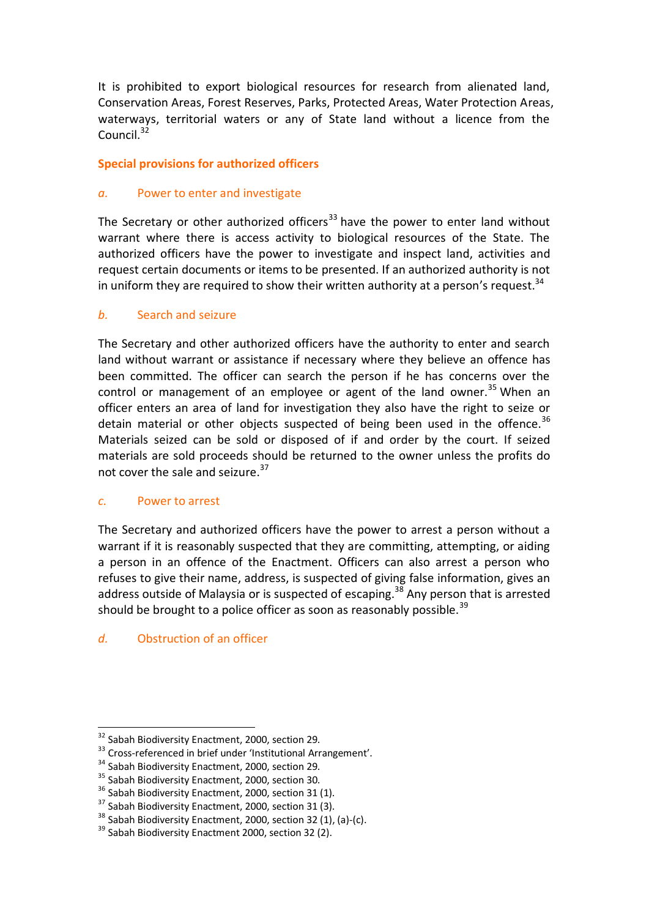It is prohibited to export biological resources for research from alienated land, Conservation Areas, Forest Reserves, Parks, Protected Areas, Water Protection Areas, waterways, territorial waters or any of State land without a licence from the Council.[32]

### Special provisions for authorized officers

#### *a.* Power to enter and investigate

The Secretary or other authorized officers[33] have the power to enter land without warrant where there is access activity to biological resources of the State. The authorized officers have the power to investigate and inspect land, activities and request certain documents or items to be presented. If an authorized authority is not in uniform they are required to show their written authority at a person's request.[34]

#### *b.* Search and seizure

The Secretary and other authorized officers have the authority to enter and search land without warrant or assistance if necessary where they believe an offence has been committed. The officer can search the person if he has concerns over the control or management of an employee or agent of the land owner.[35] When an officer enters an area of land for investigation they also have the right to seize or detain material or other objects suspected of being been used in the offence.[36] Materials seized can be sold or disposed of if and order by the court. If seized materials are sold proceeds should be returned to the owner unless the profits do not cover the sale and seizure.[37]

#### *c.* Power to arrest

The Secretary and authorized officers have the power to arrest a person without a warrant if it is reasonably suspected that they are committing, attempting, or aiding a person in an offence of the Enactment. Officers can also arrest a person who refuses to give their name, address, is suspected of giving false information, gives an address outside of Malaysia or is suspected of escaping.[38] Any person that is arrested should be brought to a police officer as soon as reasonably possible.[39]

#### *d.* Obstruction of an officer

---

[32] Sabah Biodiversity Enactment, 2000, section 29.

[33] Cross-referenced in brief under 'Institutional Arrangement'.

[34] Sabah Biodiversity Enactment, 2000, section 29.

[35] Sabah Biodiversity Enactment, 2000, section 30.

[36] Sabah Biodiversity Enactment, 2000, section 31 (1).

[37] Sabah Biodiversity Enactment, 2000, section 31 (3).

[38] Sabah Biodiversity Enactment, 2000, section 32 (1), (a)-(c).

[39] Sabah Biodiversity Enactment 2000, section 32 (2).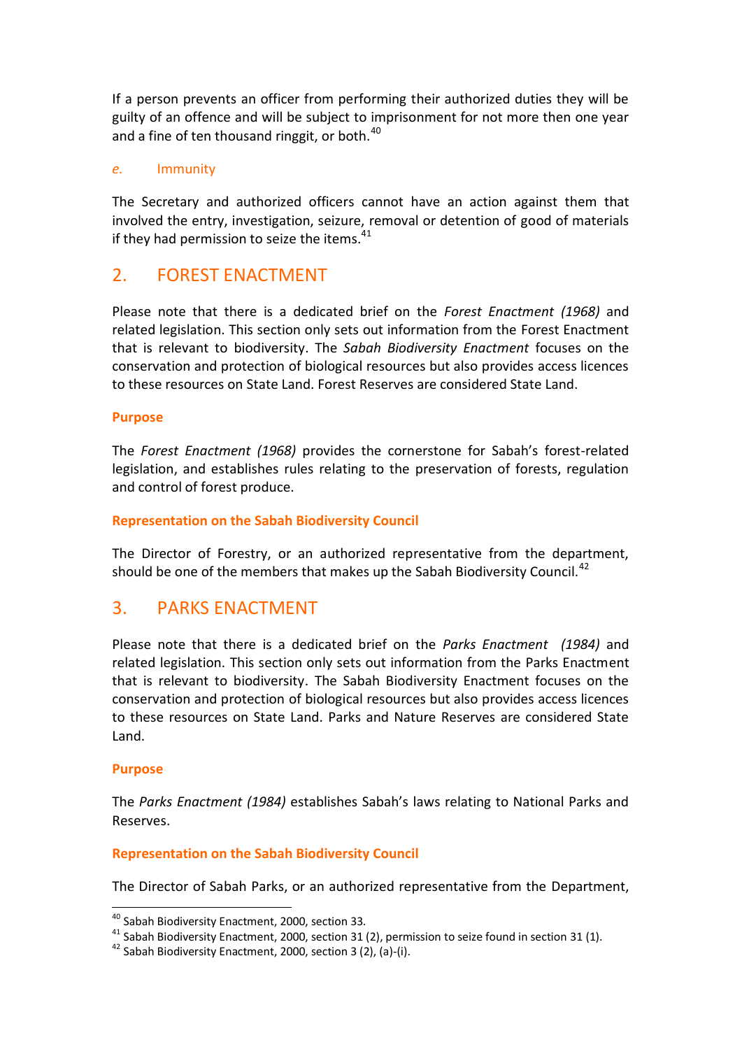If a person prevents an officer from performing their authorized duties they will be guilty of an offence and will be subject to imprisonment for not more then one year and a fine of ten thousand ringgit, or both.[40]

#### *e.* Immunity

The Secretary and authorized officers cannot have an action against them that involved the entry, investigation, seizure, removal or detention of good of materials if they had permission to seize the items.[41]

## 2. FOREST ENACTMENT

Please note that there is a dedicated brief on the *Forest Enactment (1968)* and related legislation. This section only sets out information from the Forest Enactment that is relevant to biodiversity. The *Sabah Biodiversity Enactment* focuses on the conservation and protection of biological resources but also provides access licences to these resources on State Land. Forest Reserves are considered State Land.

### Purpose

The *Forest Enactment (1968)* provides the cornerstone for Sabah's forest-related legislation, and establishes rules relating to the preservation of forests, regulation and control of forest produce.

### Representation on the Sabah Biodiversity Council

The Director of Forestry, or an authorized representative from the department, should be one of the members that makes up the Sabah Biodiversity Council.[42]

## 3. PARKS ENACTMENT

Please note that there is a dedicated brief on the *Parks Enactment (1984)* and related legislation. This section only sets out information from the Parks Enactment that is relevant to biodiversity. The Sabah Biodiversity Enactment focuses on the conservation and protection of biological resources but also provides access licences to these resources on State Land. Parks and Nature Reserves are considered State Land.

### Purpose

The *Parks Enactment (1984)* establishes Sabah's laws relating to National Parks and Reserves.

### Representation on the Sabah Biodiversity Council

The Director of Sabah Parks, or an authorized representative from the Department,

---

[40] Sabah Biodiversity Enactment, 2000, section 33.

[41] Sabah Biodiversity Enactment, 2000, section 31 (2), permission to seize found in section 31 (1).

[42] Sabah Biodiversity Enactment, 2000, section 3 (2), (a)-(i).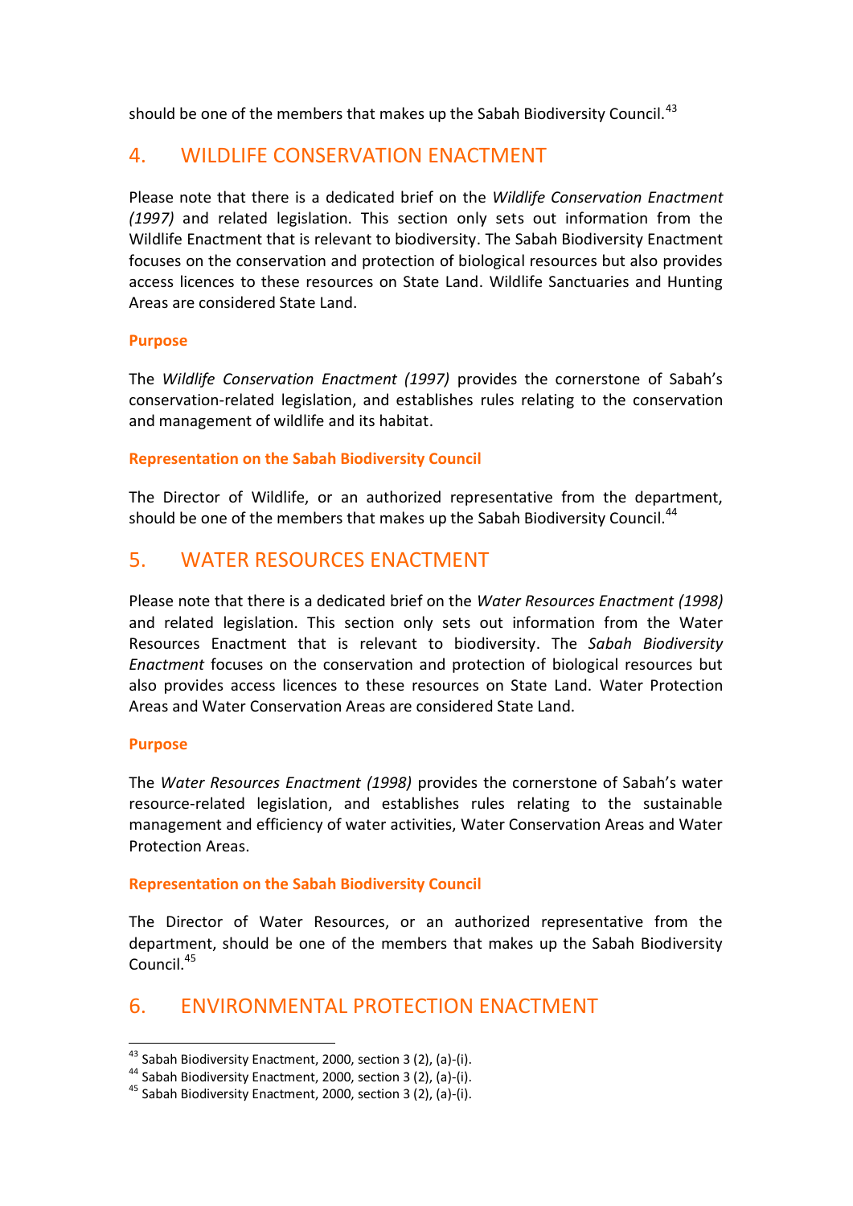should be one of the members that makes up the Sabah Biodiversity Council.[43]

## 4. WILDLIFE CONSERVATION ENACTMENT

Please note that there is a dedicated brief on the *Wildlife Conservation Enactment (1997)* and related legislation. This section only sets out information from the Wildlife Enactment that is relevant to biodiversity. The Sabah Biodiversity Enactment focuses on the conservation and protection of biological resources but also provides access licences to these resources on State Land. Wildlife Sanctuaries and Hunting Areas are considered State Land.

### Purpose

The *Wildlife Conservation Enactment (1997)* provides the cornerstone of Sabah's conservation-related legislation, and establishes rules relating to the conservation and management of wildlife and its habitat.

### Representation on the Sabah Biodiversity Council

The Director of Wildlife, or an authorized representative from the department, should be one of the members that makes up the Sabah Biodiversity Council.[44]

## 5. WATER RESOURCES ENACTMENT

Please note that there is a dedicated brief on the *Water Resources Enactment (1998)* and related legislation. This section only sets out information from the Water Resources Enactment that is relevant to biodiversity. The *Sabah Biodiversity Enactment* focuses on the conservation and protection of biological resources but also provides access licences to these resources on State Land. Water Protection Areas and Water Conservation Areas are considered State Land.

### Purpose

The *Water Resources Enactment (1998)* provides the cornerstone of Sabah's water resource-related legislation, and establishes rules relating to the sustainable management and efficiency of water activities, Water Conservation Areas and Water Protection Areas.

### Representation on the Sabah Biodiversity Council

The Director of Water Resources, or an authorized representative from the department, should be one of the members that makes up the Sabah Biodiversity Council.[45]

## 6. ENVIRONMENTAL PROTECTION ENACTMENT

---

[43] Sabah Biodiversity Enactment, 2000, section 3 (2), (a)-(i).

[44] Sabah Biodiversity Enactment, 2000, section 3 (2), (a)-(i).

[45] Sabah Biodiversity Enactment, 2000, section 3 (2), (a)-(i).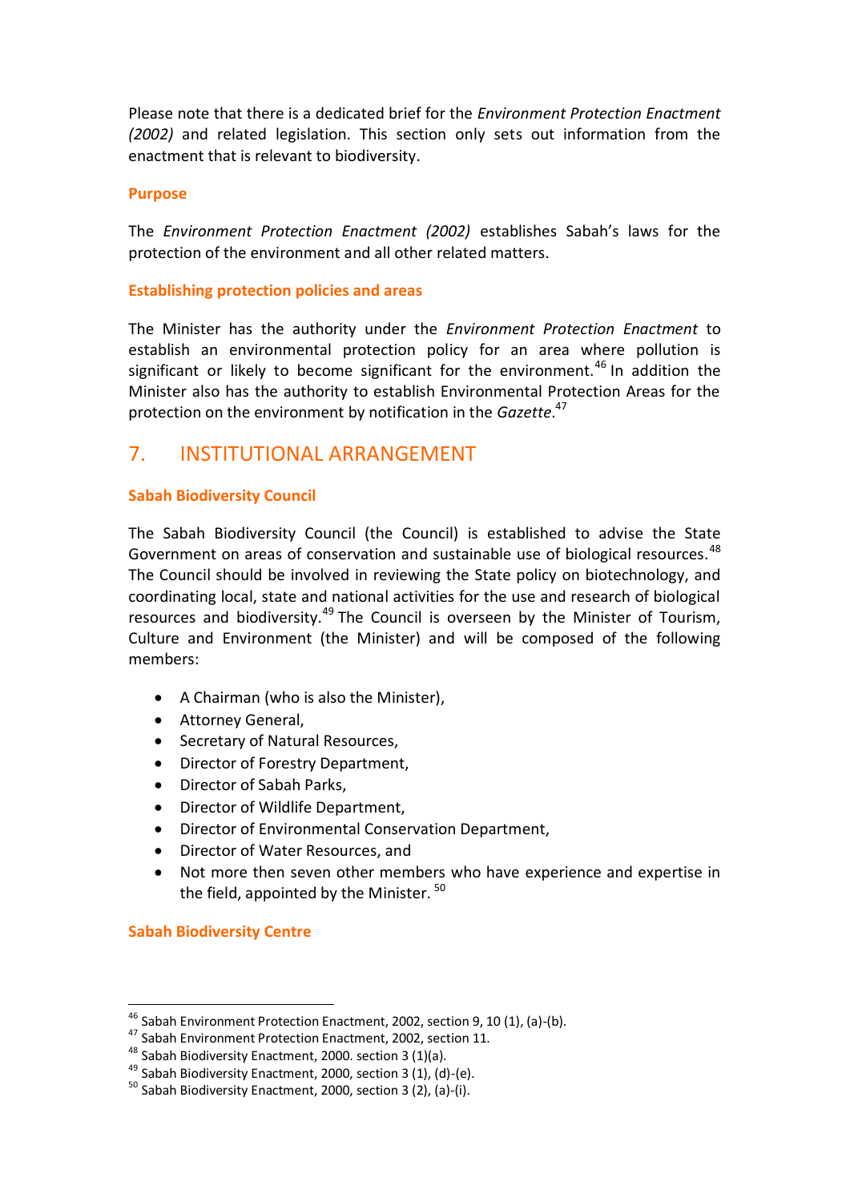Please note that there is a dedicated brief for the *Environment Protection Enactment (2002)* and related legislation. This section only sets out information from the enactment that is relevant to biodiversity.

### Purpose

The *Environment Protection Enactment (2002)* establishes Sabah's laws for the protection of the environment and all other related matters.

### Establishing protection policies and areas

The Minister has the authority under the *Environment Protection Enactment* to establish an environmental protection policy for an area where pollution is significant or likely to become significant for the environment.[46] In addition the Minister also has the authority to establish Environmental Protection Areas for the protection on the environment by notification in the *Gazette*.[47]

## 7. INSTITUTIONAL ARRANGEMENT

### Sabah Biodiversity Council

The Sabah Biodiversity Council (the Council) is established to advise the State Government on areas of conservation and sustainable use of biological resources.[48] The Council should be involved in reviewing the State policy on biotechnology, and coordinating local, state and national activities for the use and research of biological resources and biodiversity.[49] The Council is overseen by the Minister of Tourism, Culture and Environment (the Minister) and will be composed of the following members:

- A Chairman (who is also the Minister),
- Attorney General,
- Secretary of Natural Resources,
- Director of Forestry Department,
- Director of Sabah Parks,
- Director of Wildlife Department,
- Director of Environmental Conservation Department,
- Director of Water Resources, and
- Not more then seven other members who have experience and expertise in the field, appointed by the Minister. [50]

### Sabah Biodiversity Centre

---

[46] Sabah Environment Protection Enactment, 2002, section 9, 10 (1), (a)-(b).
[47] Sabah Environment Protection Enactment, 2002, section 11.
[48] Sabah Biodiversity Enactment, 2000. section 3 (1)(a).
[49] Sabah Biodiversity Enactment, 2000, section 3 (1), (d)-(e).
[50] Sabah Biodiversity Enactment, 2000, section 3 (2), (a)-(i).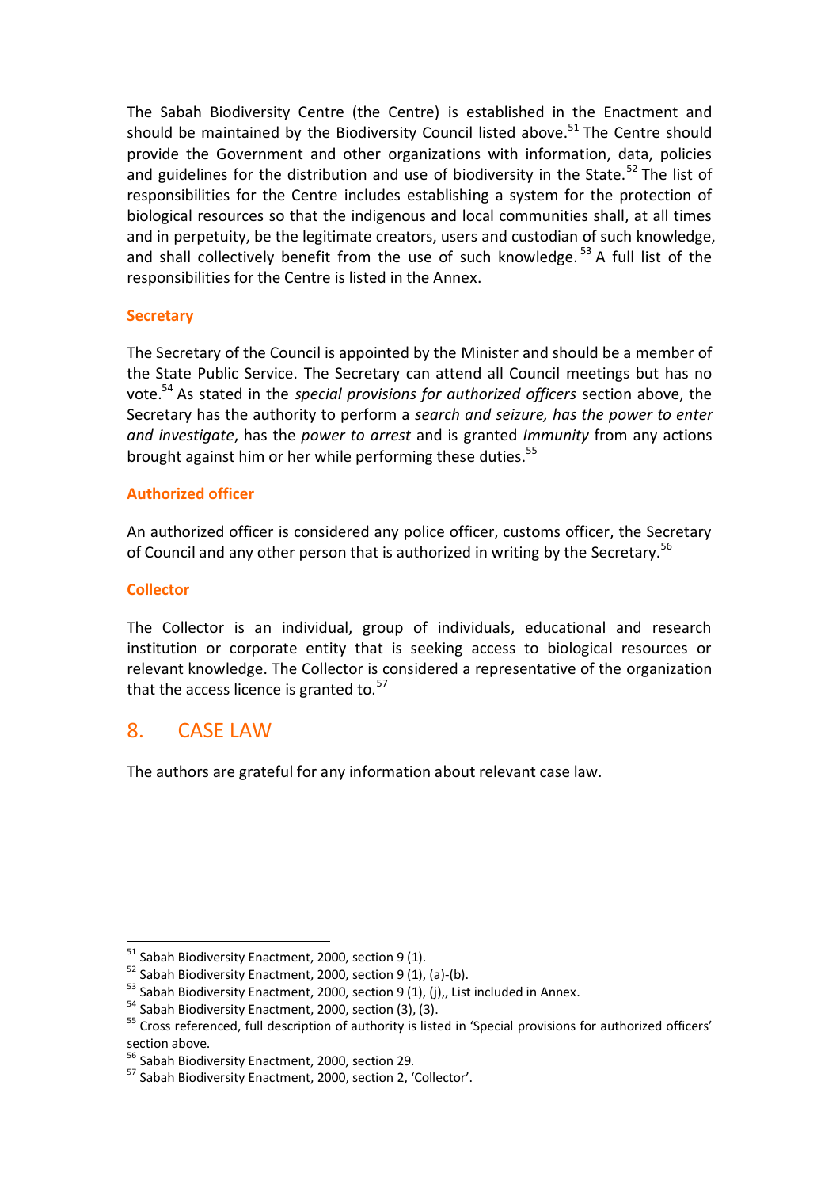The Sabah Biodiversity Centre (the Centre) is established in the Enactment and should be maintained by the Biodiversity Council listed above.[51] The Centre should provide the Government and other organizations with information, data, policies and guidelines for the distribution and use of biodiversity in the State.[52] The list of responsibilities for the Centre includes establishing a system for the protection of biological resources so that the indigenous and local communities shall, at all times and in perpetuity, be the legitimate creators, users and custodian of such knowledge, and shall collectively benefit from the use of such knowledge.[53] A full list of the responsibilities for the Centre is listed in the Annex.

### Secretary

The Secretary of the Council is appointed by the Minister and should be a member of the State Public Service. The Secretary can attend all Council meetings but has no vote.[54] As stated in the *special provisions for authorized officers* section above, the Secretary has the authority to perform a *search and seizure, has the power to enter and investigate*, has the *power to arrest* and is granted *Immunity* from any actions brought against him or her while performing these duties.[55]

### Authorized officer

An authorized officer is considered any police officer, customs officer, the Secretary of Council and any other person that is authorized in writing by the Secretary.[56]

### Collector

The Collector is an individual, group of individuals, educational and research institution or corporate entity that is seeking access to biological resources or relevant knowledge. The Collector is considered a representative of the organization that the access licence is granted to.[57]

## 8. CASE LAW

The authors are grateful for any information about relevant case law.

---

[51] Sabah Biodiversity Enactment, 2000, section 9 (1).

[52] Sabah Biodiversity Enactment, 2000, section 9 (1), (a)-(b).

[53] Sabah Biodiversity Enactment, 2000, section 9 (1), (j),, List included in Annex.

[54] Sabah Biodiversity Enactment, 2000, section (3), (3).

[55] Cross referenced, full description of authority is listed in 'Special provisions for authorized officers' section above.

[56] Sabah Biodiversity Enactment, 2000, section 29.

[57] Sabah Biodiversity Enactment, 2000, section 2, 'Collector'.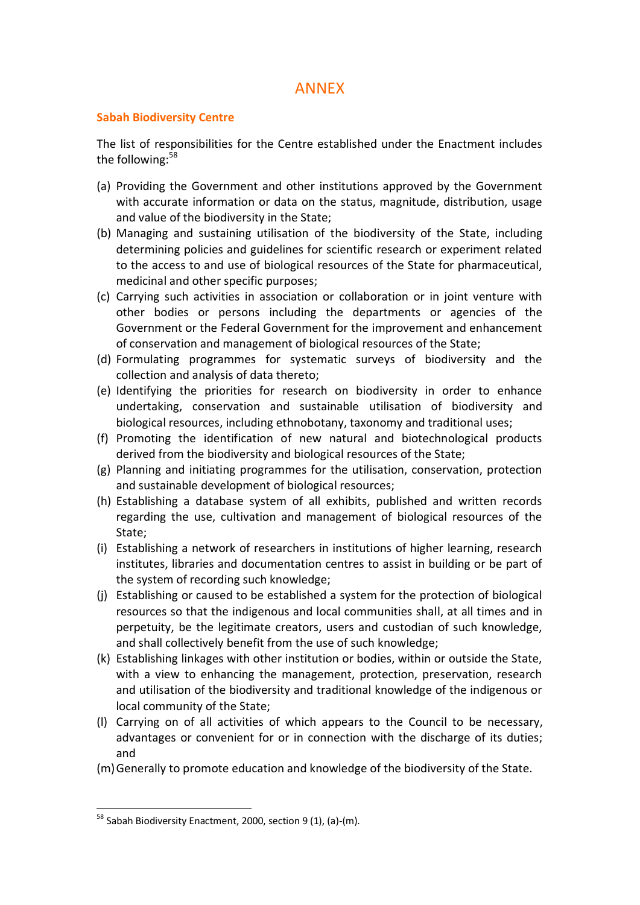# ANNEX

## Sabah Biodiversity Centre

The list of responsibilities for the Centre established under the Enactment includes the following:[58]

(a) Providing the Government and other institutions approved by the Government with accurate information or data on the status, magnitude, distribution, usage and value of the biodiversity in the State;

(b) Managing and sustaining utilisation of the biodiversity of the State, including determining policies and guidelines for scientific research or experiment related to the access to and use of biological resources of the State for pharmaceutical, medicinal and other specific purposes;

(c) Carrying such activities in association or collaboration or in joint venture with other bodies or persons including the departments or agencies of the Government or the Federal Government for the improvement and enhancement of conservation and management of biological resources of the State;

(d) Formulating programmes for systematic surveys of biodiversity and the collection and analysis of data thereto;

(e) Identifying the priorities for research on biodiversity in order to enhance undertaking, conservation and sustainable utilisation of biodiversity and biological resources, including ethnobotany, taxonomy and traditional uses;

(f) Promoting the identification of new natural and biotechnological products derived from the biodiversity and biological resources of the State;

(g) Planning and initiating programmes for the utilisation, conservation, protection and sustainable development of biological resources;

(h) Establishing a database system of all exhibits, published and written records regarding the use, cultivation and management of biological resources of the State;

(i) Establishing a network of researchers in institutions of higher learning, research institutes, libraries and documentation centres to assist in building or be part of the system of recording such knowledge;

(j) Establishing or caused to be established a system for the protection of biological resources so that the indigenous and local communities shall, at all times and in perpetuity, be the legitimate creators, users and custodian of such knowledge, and shall collectively benefit from the use of such knowledge;

(k) Establishing linkages with other institution or bodies, within or outside the State, with a view to enhancing the management, protection, preservation, research and utilisation of the biodiversity and traditional knowledge of the indigenous or local community of the State;

(l) Carrying on of all activities of which appears to the Council to be necessary, advantages or convenient for or in connection with the discharge of its duties; and

(m) Generally to promote education and knowledge of the biodiversity of the State.

---

[58] Sabah Biodiversity Enactment, 2000, section 9 (1), (a)-(m).